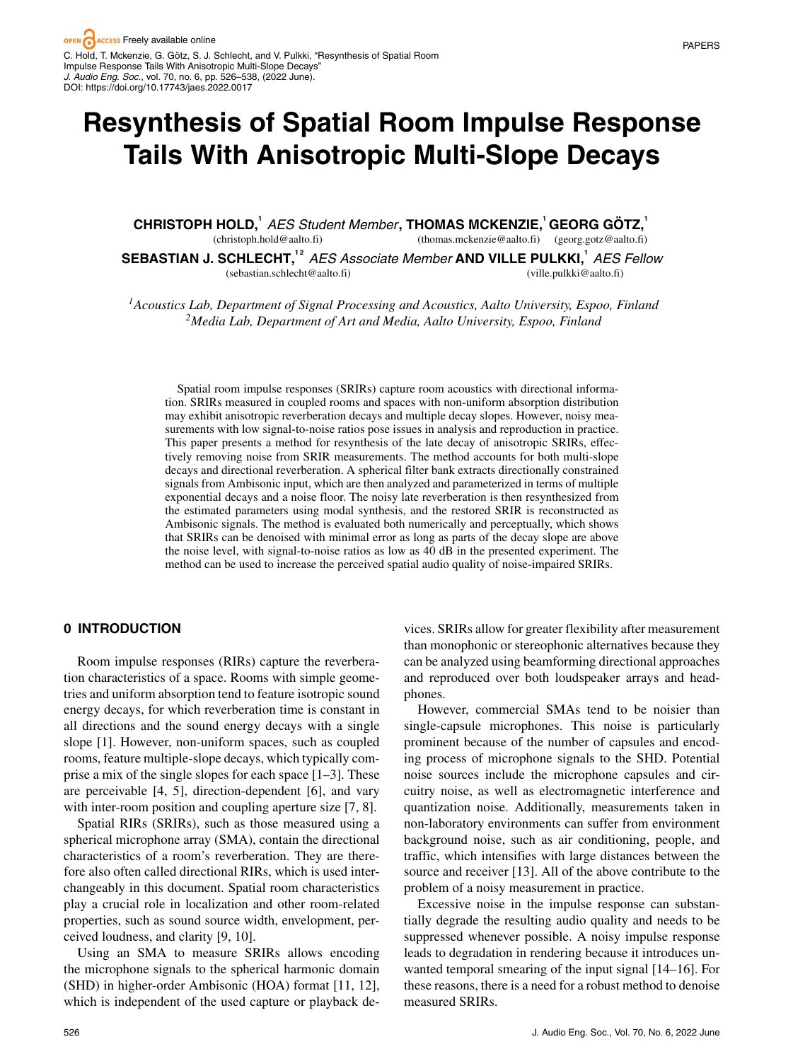OPEN ACCESS Freely available online

C. Hold, T. Mckenzie, G. Götz, S. J. Schlecht, and V. Pulkki, "Resynthesis of Spatial Room Impulse Response Tails With Anisotropic Multi-Slope Decays" *J. Audio Eng. Soc.*, vol. 70, no. 6, pp. 526–538, (2022 June). DOI: https://doi.org/10.17743/jaes.2022.0017

# Resynthesis of Spatial Room Impulse Response Tails With Anisotropic Multi-Slope Decays

**CHRISTOPH HOLD,**[1] *AES Student Member*, **THOMAS MCKENZIE,**[1] **GEORG GÖTZ,**[1]
(christoph.hold@aalto.fi) (thomas.mckenzie@aalto.fi) (georg.gotz@aalto.fi)

**SEBASTIAN J. SCHLECHT,**[1,2] *AES Associate Member* **AND VILLE PULKKI,**[1] *AES Fellow*
(sebastian.schlecht@aalto.fi) (ville.pulkki@aalto.fi)

*[1]Acoustics Lab, Department of Signal Processing and Acoustics, Aalto University, Espoo, Finland*
*[2]Media Lab, Department of Art and Media, Aalto University, Espoo, Finland*

Spatial room impulse responses (SRIRs) capture room acoustics with directional information. SRIRs measured in coupled rooms and spaces with non-uniform absorption distribution may exhibit anisotropic reverberation decays and multiple decay slopes. However, noisy measurements with low signal-to-noise ratios pose issues in analysis and reproduction in practice. This paper presents a method for resynthesis of the late decay of anisotropic SRIRs, effectively removing noise from SRIR measurements. The method accounts for both multi-slope decays and directional reverberation. A spherical filter bank extracts directionally constrained signals from Ambisonic input, which are then analyzed and parameterized in terms of multiple exponential decays and a noise floor. The noisy late reverberation is then resynthesized from the estimated parameters using modal synthesis, and the restored SRIR is reconstructed as Ambisonic signals. The method is evaluated both numerically and perceptually, which shows that SRIRs can be denoised with minimal error as long as parts of the decay slope are above the noise level, with signal-to-noise ratios as low as 40 dB in the presented experiment. The method can be used to increase the perceived spatial audio quality of noise-impaired SRIRs.

## 0 INTRODUCTION

Room impulse responses (RIRs) capture the reverberation characteristics of a space. Rooms with simple geometries and uniform absorption tend to feature isotropic sound energy decays, for which reverberation time is constant in all directions and the sound energy decays with a single slope [1]. However, non-uniform spaces, such as coupled rooms, feature multiple-slope decays, which typically comprise a mix of the single slopes for each space [1–3]. These are perceivable [4, 5], direction-dependent [6], and vary with inter-room position and coupling aperture size [7, 8].

Spatial RIRs (SRIRs), such as those measured using a spherical microphone array (SMA), contain the directional characteristics of a room's reverberation. They are therefore also often called directional RIRs, which is used interchangeably in this document. Spatial room characteristics play a crucial role in localization and other room-related properties, such as sound source width, envelopment, perceived loudness, and clarity [9, 10].

Using an SMA to measure SRIRs allows encoding the microphone signals to the spherical harmonic domain (SHD) in higher-order Ambisonic (HOA) format [11, 12], which is independent of the used capture or playback devices. SRIRs allow for greater flexibility after measurement than monophonic or stereophonic alternatives because they can be analyzed using beamforming directional approaches and reproduced over both loudspeaker arrays and headphones.

However, commercial SMAs tend to be noisier than single-capsule microphones. This noise is particularly prominent because of the number of capsules and encoding process of microphone signals to the SHD. Potential noise sources include the microphone capsules and circuitry noise, as well as electromagnetic interference and quantization noise. Additionally, measurements taken in non-laboratory environments can suffer from environment background noise, such as air conditioning, people, and traffic, which intensifies with large distances between the source and receiver [13]. All of the above contribute to the problem of a noisy measurement in practice.

Excessive noise in the impulse response can substantially degrade the resulting audio quality and needs to be suppressed whenever possible. A noisy impulse response leads to degradation in rendering because it introduces unwanted temporal smearing of the input signal [14–16]. For these reasons, there is a need for a robust method to denoise measured SRIRs.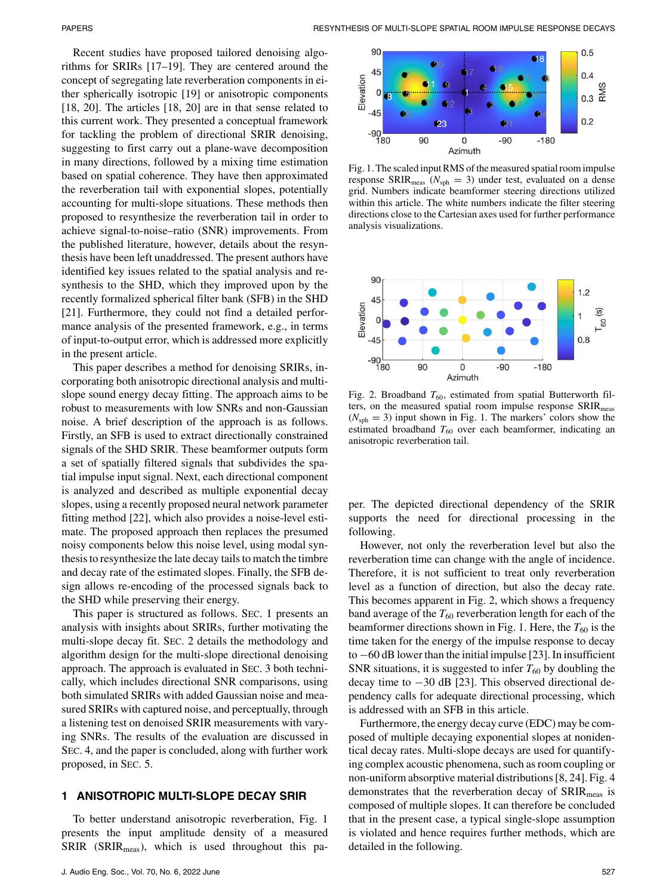Recent studies have proposed tailored denoising algorithms for SRIRs [17–19]. They are centered around the concept of segregating late reverberation components in either spherically isotropic [19] or anisotropic components [18, 20]. The articles [18, 20] are in that sense related to this current work. They presented a conceptual framework for tackling the problem of directional SRIR denoising, suggesting to first carry out a plane-wave decomposition in many directions, followed by a mixing time estimation based on spatial coherence. They have then approximated the reverberation tail with exponential slopes, potentially accounting for multi-slope situations. These methods then proposed to resynthesize the reverberation tail in order to achieve signal-to-noise–ratio (SNR) improvements. From the published literature, however, details about the resynthesis have been left unaddressed. The present authors have identified key issues related to the spatial analysis and resynthesis to the SHD, which they improved upon by the recently formalized spherical filter bank (SFB) in the SHD [21]. Furthermore, they could not find a detailed performance analysis of the presented framework, e.g., in terms of input-to-output error, which is addressed more explicitly in the present article.

This paper describes a method for denoising SRIRs, incorporating both anisotropic directional analysis and multi-slope sound energy decay fitting. The approach aims to be robust to measurements with low SNRs and non-Gaussian noise. A brief description of the approach is as follows. Firstly, an SFB is used to extract directionally constrained signals of the SHD SRIR. These beamformer outputs form a set of spatially filtered signals that subdivides the spatial impulse input signal. Next, each directional component is analyzed and described as multiple exponential decay slopes, using a recently proposed neural network parameter fitting method [22], which also provides a noise-level estimate. The proposed approach then replaces the presumed noisy components below this noise level, using modal synthesis to resynthesize the late decay tails to match the timbre and decay rate of the estimated slopes. Finally, the SFB design allows re-encoding of the processed signals back to the SHD while preserving their energy.

This paper is structured as follows. SEC. 1 presents an analysis with insights about SRIRs, further motivating the multi-slope decay fit. SEC. 2 details the methodology and algorithm design for the multi-slope directional denoising approach. The approach is evaluated in SEC. 3 both technically, which includes directional SNR comparisons, using both simulated SRIRs with added Gaussian noise and measured SRIRs with captured noise, and perceptually, through a listening test on denoised SRIR measurements with varying SNRs. The results of the evaluation are discussed in SEC. 4, and the paper is concluded, along with further work proposed, in SEC. 5.

## 1 ANISOTROPIC MULTI-SLOPE DECAY SRIR

To better understand anisotropic reverberation, Fig. 1 presents the input amplitude density of a measured SRIR ($\text{SRIR}_{\text{meas}}$), which is used throughout this paper. The depicted directional dependency of the SRIR supports the need for directional processing in the following.

Fig. 1. The scaled input RMS of the measured spatial room impulse response $\text{SRIR}_{\text{meas}}$ ($N_{\text{sph}} = 3$) under test, evaluated on a dense grid. Numbers indicate beamformer steering directions utilized within this article. The white numbers indicate the filter steering directions close to the Cartesian axes used for further performance analysis visualizations.

Fig. 2. Broadband $T_{60}$, estimated from spatial Butterworth filters, on the measured spatial room impulse response $\text{SRIR}_{\text{meas}}$ ($N_{\text{sph}} = 3$) input shown in Fig. 1. The markers' colors show the estimated broadband $T_{60}$ over each beamformer, indicating an anisotropic reverberation tail.

However, not only the reverberation level but also the reverberation time can change with the angle of incidence. Therefore, it is not sufficient to treat only reverberation level as a function of direction, but also the decay rate. This becomes apparent in Fig. 2, which shows a frequency band average of the $T_{60}$ reverberation length for each of the beamformer directions shown in Fig. 1. Here, the $T_{60}$ is the time taken for the energy of the impulse response to decay to −60 dB lower than the initial impulse [23]. In insufficient SNR situations, it is suggested to infer $T_{60}$ by doubling the decay time to −30 dB [23]. This observed directional dependency calls for adequate directional processing, which is addressed with an SFB in this article.

Furthermore, the energy decay curve (EDC) may be composed of multiple decaying exponential slopes at nonidentical decay rates. Multi-slope decays are used for quantifying complex acoustic phenomena, such as room coupling or non-uniform absorptive material distributions [8, 24]. Fig. 4 demonstrates that the reverberation decay of $\text{SRIR}_{\text{meas}}$ is composed of multiple slopes. It can therefore be concluded that in the present case, a typical single-slope assumption is violated and hence requires further methods, which are detailed in the following.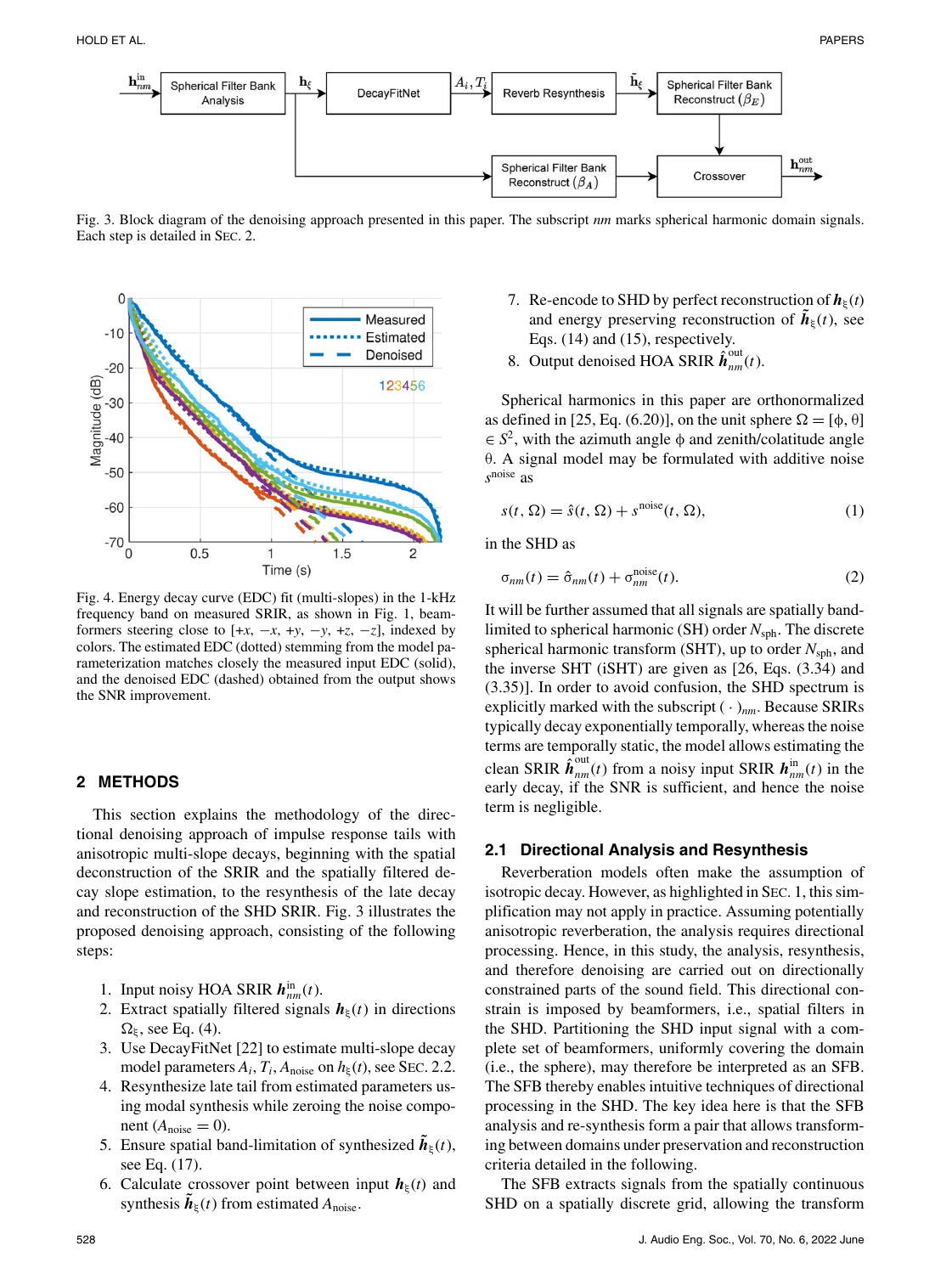Fig. 3. Block diagram of the denoising approach presented in this paper. The subscript *nm* marks spherical harmonic domain signals. Each step is detailed in SEC. 2.

Fig. 4. Energy decay curve (EDC) fit (multi-slopes) in the 1-kHz frequency band on measured SRIR, as shown in Fig. 1, beamformers steering close to [$+x$, $-x$, $+y$, $-y$, $+z$, $-z$], indexed by colors. The estimated EDC (dotted) stemming from the model parameterization matches closely the measured input EDC (solid), and the denoised EDC (dashed) obtained from the output shows the SNR improvement.

## 2 METHODS

This section explains the methodology of the directional denoising approach of impulse response tails with anisotropic multi-slope decays, beginning with the spatial deconstruction of the SRIR and the spatially filtered decay slope estimation, to the resynthesis of the late decay and reconstruction of the SHD SRIR. Fig. 3 illustrates the proposed denoising approach, consisting of the following steps:

1. Input noisy HOA SRIR $\boldsymbol{h}^{\text{in}}_{nm}(t)$.
2. Extract spatially filtered signals $\boldsymbol{h}_{\xi}(t)$ in directions $\Omega_{\xi}$, see Eq. (4).
3. Use DecayFitNet [22] to estimate multi-slope decay model parameters $A_i$, $T_i$, $A_{\text{noise}}$ on $h_{\xi}(t)$, see SEC. 2.2.
4. Resynthesize late tail from estimated parameters using modal synthesis while zeroing the noise component ($A_{\text{noise}} = 0$).
5. Ensure spatial band-limitation of synthesized $\tilde{\boldsymbol{h}}_{\xi}(t)$, see Eq. (17).
6. Calculate crossover point between input $\boldsymbol{h}_{\xi}(t)$ and synthesis $\tilde{\boldsymbol{h}}_{\xi}(t)$ from estimated $A_{\text{noise}}$.
7. Re-encode to SHD by perfect reconstruction of $\boldsymbol{h}_{\xi}(t)$ and energy preserving reconstruction of $\tilde{\boldsymbol{h}}_{\xi}(t)$, see Eqs. (14) and (15), respectively.
8. Output denoised HOA SRIR $\hat{\boldsymbol{h}}^{\text{out}}_{nm}(t)$.

Spherical harmonics in this paper are orthonormalized as defined in [25, Eq. (6.20)], on the unit sphere $\Omega = [\phi, \theta] \in S^2$, with the azimuth angle $\phi$ and zenith/colatitude angle $\theta$. A signal model may be formulated with additive noise $s^{\text{noise}}$ as

$$s(t, \Omega) = \hat{s}(t, \Omega) + s^{\text{noise}}(t, \Omega), \tag{1}$$

in the SHD as

$$\sigma_{nm}(t) = \hat{\sigma}_{nm}(t) + \sigma^{\text{noise}}_{nm}(t). \tag{2}$$

It will be further assumed that all signals are spatially band-limited to spherical harmonic (SH) order $N_{\text{sph}}$. The discrete spherical harmonic transform (SHT), up to order $N_{\text{sph}}$, and the inverse SHT (iSHT) are given as [26, Eqs. (3.34) and (3.35)]. In order to avoid confusion, the SHD spectrum is explicitly marked with the subscript $(\cdot)_{nm}$. Because SRIRs typically decay exponentially temporally, whereas the noise terms are temporally static, the model allows estimating the clean SRIR $\hat{\boldsymbol{h}}^{\text{out}}_{nm}(t)$ from a noisy input SRIR $\boldsymbol{h}^{\text{in}}_{nm}(t)$ in the early decay, if the SNR is sufficient, and hence the noise term is negligible.

### 2.1 Directional Analysis and Resynthesis

Reverberation models often make the assumption of isotropic decay. However, as highlighted in SEC. 1, this simplification may not apply in practice. Assuming potentially anisotropic reverberation, the analysis requires directional processing. Hence, in this study, the analysis, resynthesis, and therefore denoising are carried out on directionally constrained parts of the sound field. This directional constrain is imposed by beamformers, i.e., spatial filters in the SHD. Partitioning the SHD input signal with a complete set of beamformers, uniformly covering the domain (i.e., the sphere), may therefore be interpreted as an SFB. The SFB thereby enables intuitive techniques of directional processing in the SHD. The key idea here is that the SFB analysis and re-synthesis form a pair that allows transforming between domains under preservation and reconstruction criteria detailed in the following.

The SFB extracts signals from the spatially continuous SHD on a spatially discrete grid, allowing the transform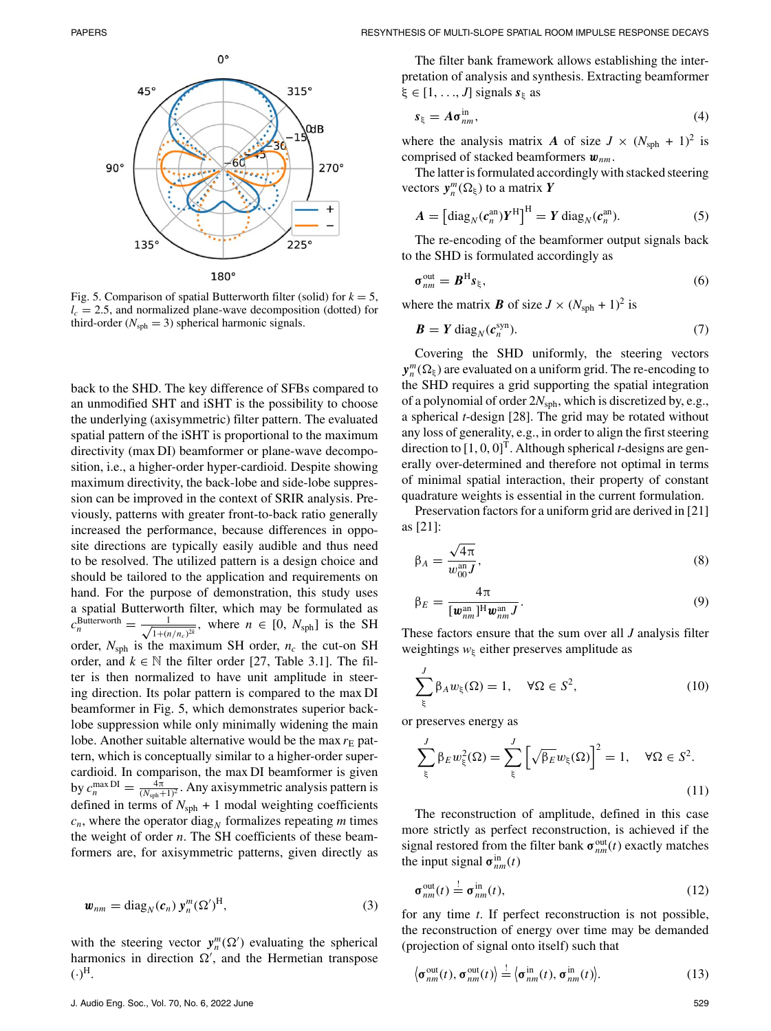Fig. 5. Comparison of spatial Butterworth filter (solid) for $k = 5$, $l_c = 2.5$, and normalized plane-wave decomposition (dotted) for third-order ($N_\text{sph} = 3$) spherical harmonic signals.

back to the SHD. The key difference of SFBs compared to an unmodified SHT and iSHT is the possibility to choose the underlying (axisymmetric) filter pattern. The evaluated spatial pattern of the iSHT is proportional to the maximum directivity (max DI) beamformer or plane-wave decomposition, i.e., a higher-order hyper-cardioid. Despite showing maximum directivity, the back-lobe and side-lobe suppression can be improved in the context of SRIR analysis. Previously, patterns with greater front-to-back ratio generally increased the performance, because differences in opposite directions are typically easily audible and thus need to be resolved. The utilized pattern is a design choice and should be tailored to the application and requirements on hand. For the purpose of demonstration, this study uses a spatial Butterworth filter, which may be formulated as $c_n^\text{Butterworth} = \frac{1}{\sqrt{1+(n/n_c)^{2k}}}$, where $n \in [0, N_\text{sph}]$ is the SH order, $N_\text{sph}$ is the maximum SH order, $n_c$ the cut-on SH order, and $k \in \mathbb{N}$ the filter order [27, Table 3.1]. The filter is then normalized to have unit amplitude in steering direction. Its polar pattern is compared to the max DI beamformer in Fig. 5, which demonstrates superior back-lobe suppression while only minimally widening the main lobe. Another suitable alternative would be the max $r_\text{E}$ pattern, which is conceptually similar to a higher-order super-cardioid. In comparison, the max DI beamformer is given by $c_n^\text{max DI} = \frac{4\pi}{(N_\text{sph}+1)^2}$. Any axisymmetric analysis pattern is defined in terms of $N_\text{sph} + 1$ modal weighting coefficients $c_n$, where the operator $\text{diag}_N$ formalizes repeating $m$ times the weight of order $n$. The SH coefficients of these beamformers are, for axisymmetric patterns, given directly as

$$\boldsymbol{w}_{nm} = \text{diag}_N(\boldsymbol{c}_n)\, \boldsymbol{y}_n^m(\Omega')^\text{H}, \tag{3}$$

with the steering vector $\boldsymbol{y}_n^m(\Omega')$ evaluating the spherical harmonics in direction $\Omega'$, and the Hermetian transpose $(\cdot)^\text{H}$.

The filter bank framework allows establishing the interpretation of analysis and synthesis. Extracting beamformer $\xi \in [1, \ldots, J]$ signals $\boldsymbol{s}_\xi$ as

$$\boldsymbol{s}_\xi = \boldsymbol{A}\boldsymbol{\sigma}_{nm}^\text{in}, \tag{4}$$

where the analysis matrix $\boldsymbol{A}$ of size $J \times (N_\text{sph} + 1)^2$ is comprised of stacked beamformers $\boldsymbol{w}_{nm}$.

The latter is formulated accordingly with stacked steering vectors $\boldsymbol{y}_n^m(\Omega_\xi)$ to a matrix $\boldsymbol{Y}$

$$\boldsymbol{A} = \left[\text{diag}_N(\boldsymbol{c}_n^\text{an})\boldsymbol{Y}^\text{H}\right]^\text{H} = \boldsymbol{Y}\, \text{diag}_N(\boldsymbol{c}_n^\text{an}). \tag{5}$$

The re-encoding of the beamformer output signals back to the SHD is formulated accordingly as

$$\boldsymbol{\sigma}_{nm}^\text{out} = \boldsymbol{B}^\text{H}\boldsymbol{s}_\xi, \tag{6}$$

where the matrix $\boldsymbol{B}$ of size $J \times (N_\text{sph} + 1)^2$ is

$$\boldsymbol{B} = \boldsymbol{Y}\, \text{diag}_N(\boldsymbol{c}_n^\text{syn}). \tag{7}$$

Covering the SHD uniformly, the steering vectors $\boldsymbol{y}_n^m(\Omega_\xi)$ are evaluated on a uniform grid. The re-encoding to the SHD requires a grid supporting the spatial integration of a polynomial of order $2N_\text{sph}$, which is discretized by, e.g., a spherical $t$-design [28]. The grid may be rotated without any loss of generality, e.g., in order to align the first steering direction to $[1, 0, 0]^\text{T}$. Although spherical $t$-designs are generally over-determined and therefore not optimal in terms of minimal spatial interaction, their property of constant quadrature weights is essential in the current formulation.

Preservation factors for a uniform grid are derived in [21] as [21]:

$$\beta_A = \frac{\sqrt{4\pi}}{w_{00}^\text{an} J}, \tag{8}$$

$$\beta_E = \frac{4\pi}{[\boldsymbol{w}_{nm}^\text{an}]^\text{H}\boldsymbol{w}_{nm}^\text{an} J}. \tag{9}$$

These factors ensure that the sum over all $J$ analysis filter weightings $w_\xi$ either preserves amplitude as

$$\sum_\xi^J \beta_A w_\xi(\Omega) = 1, \quad \forall \Omega \in S^2, \tag{10}$$

or preserves energy as

$$\sum_\xi^J \beta_E w_\xi^2(\Omega) = \sum_\xi^J \left[\sqrt{\beta_E} w_\xi(\Omega)\right]^2 = 1, \quad \forall \Omega \in S^2. \tag{11}$$

The reconstruction of amplitude, defined in this case more strictly as perfect reconstruction, is achieved if the signal restored from the filter bank $\boldsymbol{\sigma}_{nm}^\text{out}(t)$ exactly matches the input signal $\boldsymbol{\sigma}_{nm}^\text{in}(t)$

$$\boldsymbol{\sigma}_{nm}^\text{out}(t) \stackrel{!}{=} \boldsymbol{\sigma}_{nm}^\text{in}(t), \tag{12}$$

for any time $t$. If perfect reconstruction is not possible, the reconstruction of energy over time may be demanded (projection of signal onto itself) such that

$$\left\langle \boldsymbol{\sigma}_{nm}^\text{out}(t), \boldsymbol{\sigma}_{nm}^\text{out}(t) \right\rangle \stackrel{!}{=} \left\langle \boldsymbol{\sigma}_{nm}^\text{in}(t), \boldsymbol{\sigma}_{nm}^\text{in}(t) \right\rangle. \tag{13}$$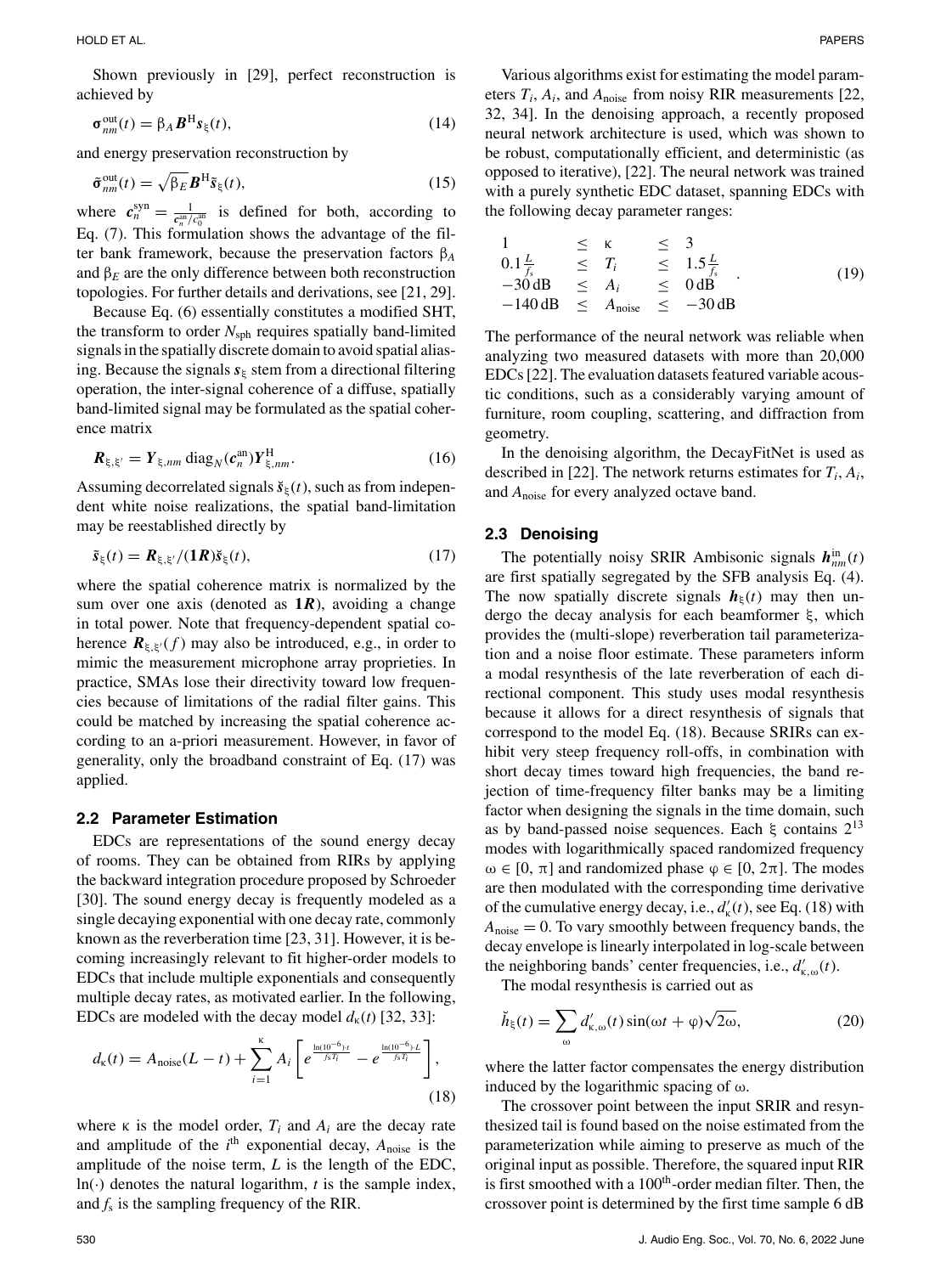Shown previously in [29], perfect reconstruction is achieved by

$$\boldsymbol{\sigma}_{nm}^{\mathrm{out}}(t) = \beta_A \boldsymbol{B}^{\mathrm{H}} \boldsymbol{s}_{\xi}(t), \tag{14}$$

and energy preservation reconstruction by

$$\tilde{\boldsymbol{\sigma}}_{nm}^{\mathrm{out}}(t) = \sqrt{\beta_E} \boldsymbol{B}^{\mathrm{H}} \tilde{\boldsymbol{s}}_{\xi}(t), \tag{15}$$

where $\boldsymbol{c}_n^{\mathrm{syn}} = \frac{1}{\boldsymbol{c}_n^{\mathrm{an}}/c_0^{\mathrm{an}}}$ is defined for both, according to Eq. (7). This formulation shows the advantage of the filter bank framework, because the preservation factors $\beta_A$ and $\beta_E$ are the only difference between both reconstruction topologies. For further details and derivations, see [21, 29].

Because Eq. (6) essentially constitutes a modified SHT, the transform to order $N_{\mathrm{sph}}$ requires spatially band-limited signals in the spatially discrete domain to avoid spatial aliasing. Because the signals $\boldsymbol{s}_{\xi}$ stem from a directional filtering operation, the inter-signal coherence of a diffuse, spatially band-limited signal may be formulated as the spatial coherence matrix

$$\boldsymbol{R}_{\xi,\xi'} = \boldsymbol{Y}_{\xi,nm} \operatorname{diag}_N(\boldsymbol{c}_n^{\mathrm{an}}) \boldsymbol{Y}_{\xi,nm}^{\mathrm{H}}. \tag{16}$$

Assuming decorrelated signals $\check{\boldsymbol{s}}_{\xi}(t)$, such as from independent white noise realizations, the spatial band-limitation may be reestablished directly by

$$\tilde{\boldsymbol{s}}_{\xi}(t) = \boldsymbol{R}_{\xi,\xi'}/(\boldsymbol{1R})\check{\boldsymbol{s}}_{\xi}(t), \tag{17}$$

where the spatial coherence matrix is normalized by the sum over one axis (denoted as $\boldsymbol{1R}$), avoiding a change in total power. Note that frequency-dependent spatial coherence $\boldsymbol{R}_{\xi,\xi'}(f)$ may also be introduced, e.g., in order to mimic the measurement microphone array proprieties. In practice, SMAs lose their directivity toward low frequencies because of limitations of the radial filter gains. This could be matched by increasing the spatial coherence according to an a-priori measurement. However, in favor of generality, only the broadband constraint of Eq. (17) was applied.

## 2.2 Parameter Estimation

EDCs are representations of the sound energy decay of rooms. They can be obtained from RIRs by applying the backward integration procedure proposed by Schroeder [30]. The sound energy decay is frequently modeled as a single decaying exponential with one decay rate, commonly known as the reverberation time [23, 31]. However, it is becoming increasingly relevant to fit higher-order models to EDCs that include multiple exponentials and consequently multiple decay rates, as motivated earlier. In the following, EDCs are modeled with the decay model $d_{\kappa}(t)$ [32, 33]:

$$d_{\kappa}(t) = A_{\mathrm{noise}}(L - t) + \sum_{i=1}^{\kappa} A_i \left[ e^{\frac{\ln(10^{-6}) \cdot t}{f_s T_i}} - e^{\frac{\ln(10^{-6}) \cdot L}{f_s T_i}} \right], \tag{18}$$

where $\kappa$ is the model order, $T_i$ and $A_i$ are the decay rate and amplitude of the $i^{\mathrm{th}}$ exponential decay, $A_{\mathrm{noise}}$ is the amplitude of the noise term, $L$ is the length of the EDC, $\ln(\cdot)$ denotes the natural logarithm, $t$ is the sample index, and $f_s$ is the sampling frequency of the RIR.

Various algorithms exist for estimating the model parameters $T_i$, $A_i$, and $A_{\mathrm{noise}}$ from noisy RIR measurements [22, 32, 34]. In the denoising approach, a recently proposed neural network architecture is used, which was shown to be robust, computationally efficient, and deterministic (as opposed to iterative), [22]. The neural network was trained with a purely synthetic EDC dataset, spanning EDCs with the following decay parameter ranges:

$$\begin{array}{ccccc} 1 & \leq & \kappa & \leq & 3 \\ 0.1\frac{L}{f_s} & \leq & T_i & \leq & 1.5\frac{L}{f_s} \\ -30\,\mathrm{dB} & \leq & A_i & \leq & 0\,\mathrm{dB} \\ -140\,\mathrm{dB} & \leq & A_{\mathrm{noise}} & \leq & -30\,\mathrm{dB} \end{array}. \tag{19}$$

The performance of the neural network was reliable when analyzing two measured datasets with more than 20,000 EDCs [22]. The evaluation datasets featured variable acoustic conditions, such as a considerably varying amount of furniture, room coupling, scattering, and diffraction from geometry.

In the denoising algorithm, the DecayFitNet is used as described in [22]. The network returns estimates for $T_i$, $A_i$, and $A_{\mathrm{noise}}$ for every analyzed octave band.

## 2.3 Denoising

The potentially noisy SRIR Ambisonic signals $\boldsymbol{h}_{nm}^{\mathrm{in}}(t)$ are first spatially segregated by the SFB analysis Eq. (4). The now spatially discrete signals $\boldsymbol{h}_{\xi}(t)$ may then undergo the decay analysis for each beamformer $\xi$, which provides the (multi-slope) reverberation tail parameterization and a noise floor estimate. These parameters inform a modal resynthesis of the late reverberation of each directional component. This study uses modal resynthesis because it allows for a direct resynthesis of signals that correspond to the model Eq. (18). Because SRIRs can exhibit very steep frequency roll-offs, in combination with short decay times toward high frequencies, the band rejection of time-frequency filter banks may be a limiting factor when designing the signals in the time domain, such as by band-passed noise sequences. Each $\xi$ contains $2^{13}$ modes with logarithmically spaced randomized frequency $\omega \in [0, \pi]$ and randomized phase $\varphi \in [0, 2\pi]$. The modes are then modulated with the corresponding time derivative of the cumulative energy decay, i.e., $d'_{\kappa}(t)$, see Eq. (18) with $A_{\mathrm{noise}} = 0$. To vary smoothly between frequency bands, the decay envelope is linearly interpolated in log-scale between the neighboring bands' center frequencies, i.e., $d'_{\kappa,\omega}(t)$.

The modal resynthesis is carried out as

$$\check{h}_{\xi}(t) = \sum_{\omega} d'_{\kappa,\omega}(t) \sin(\omega t + \varphi)\sqrt{2\omega}, \tag{20}$$

where the latter factor compensates the energy distribution induced by the logarithmic spacing of $\omega$.

The crossover point between the input SRIR and resynthesized tail is found based on the noise estimated from the parameterization while aiming to preserve as much of the original input as possible. Therefore, the squared input RIR is first smoothed with a $100^{\mathrm{th}}$-order median filter. Then, the crossover point is determined by the first time sample 6 dB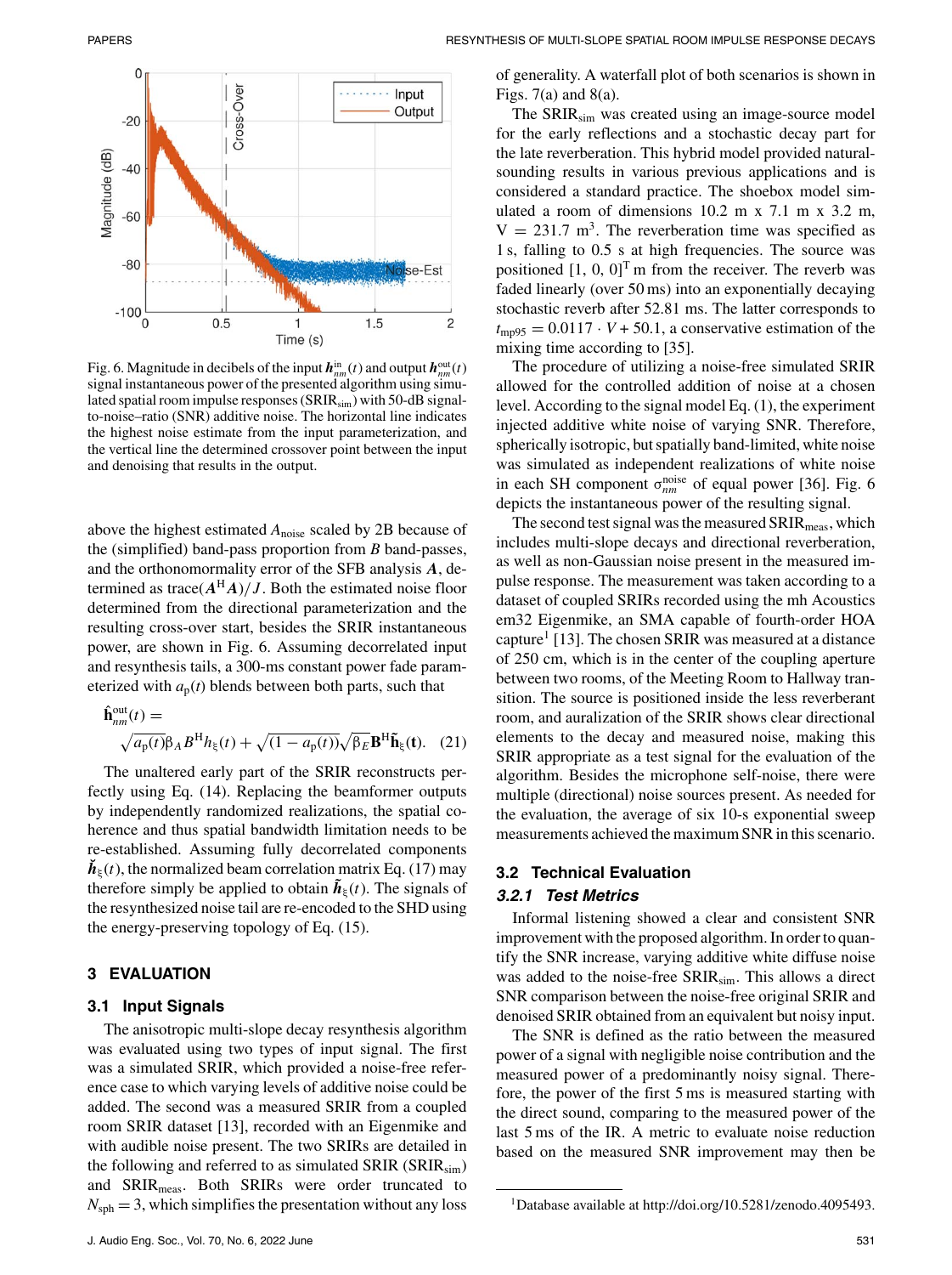Fig. 6. Magnitude in decibels of the input $\boldsymbol{h}_{nm}^{\mathrm{in}}(t)$ and output $\boldsymbol{h}_{nm}^{\mathrm{out}}(t)$ signal instantaneous power of the presented algorithm using simulated spatial room impulse responses ($\mathrm{SRIR_{sim}}$) with 50-dB signal-to-noise–ratio (SNR) additive noise. The horizontal line indicates the highest noise estimate from the input parameterization, and the vertical line the determined crossover point between the input and denoising that results in the output.

above the highest estimated $A_{\mathrm{noise}}$ scaled by 2B because of the (simplified) band-pass proportion from $B$ band-passes, and the orthonormality error of the SFB analysis $\boldsymbol{A}$, determined as $\mathrm{trace}(\boldsymbol{A}^{\mathrm{H}}\boldsymbol{A})/J$. Both the estimated noise floor determined from the directional parameterization and the resulting cross-over start, besides the SRIR instantaneous power, are shown in Fig. 6. Assuming decorrelated input and resynthesis tails, a 300-ms constant power fade parameterized with $a_{\mathrm{p}}(t)$ blends between both parts, such that

$$\hat{\mathbf{h}}_{nm}^{\mathrm{out}}(t) = \sqrt{a_{\mathrm{p}}(t)}\beta_A B^{\mathrm{H}} h_{\xi}(t) + \sqrt{(1-a_{\mathrm{p}}(t))}\sqrt{\beta_E}\mathbf{B}^{\mathrm{H}}\tilde{\mathbf{h}}_{\xi}(\mathbf{t}). \quad (21)$$

The unaltered early part of the SRIR reconstructs perfectly using Eq. (14). Replacing the beamformer outputs by independently randomized realizations, the spatial coherence and thus spatial bandwidth limitation needs to be re-established. Assuming fully decorrelated components $\check{\boldsymbol{h}}_{\xi}(t)$, the normalized beam correlation matrix Eq. (17) may therefore simply be applied to obtain $\tilde{\boldsymbol{h}}_{\xi}(t)$. The signals of the resynthesized noise tail are re-encoded to the SHD using the energy-preserving topology of Eq. (15).

## 3 EVALUATION

### 3.1 Input Signals

The anisotropic multi-slope decay resynthesis algorithm was evaluated using two types of input signal. The first was a simulated SRIR, which provided a noise-free reference case to which varying levels of additive noise could be added. The second was a measured SRIR from a coupled room SRIR dataset [13], recorded with an Eigenmike and with audible noise present. The two SRIRs are detailed in the following and referred to as simulated SRIR ($\mathrm{SRIR_{sim}}$) and $\mathrm{SRIR_{meas}}$. Both SRIRs were order truncated to $N_{\mathrm{sph}} = 3$, which simplifies the presentation without any loss of generality. A waterfall plot of both scenarios is shown in Figs. 7(a) and 8(a).

The $\mathrm{SRIR_{sim}}$ was created using an image-source model for the early reflections and a stochastic decay part for the late reverberation. This hybrid model provided natural-sounding results in various previous applications and is considered a standard practice. The shoebox model simulated a room of dimensions 10.2 m x 7.1 m x 3.2 m, V = 231.7 m$^3$. The reverberation time was specified as 1 s, falling to 0.5 s at high frequencies. The source was positioned $[1, 0, 0]^{\mathrm{T}}$ m from the receiver. The reverb was faded linearly (over 50 ms) into an exponentially decaying stochastic reverb after 52.81 ms. The latter corresponds to $t_{\mathrm{mp95}} = 0.0117 \cdot V + 50.1$, a conservative estimation of the mixing time according to [35].

The procedure of utilizing a noise-free simulated SRIR allowed for the controlled addition of noise at a chosen level. According to the signal model Eq. (1), the experiment injected additive white noise of varying SNR. Therefore, spherically isotropic, but spatially band-limited, white noise was simulated as independent realizations of white noise in each SH component $\sigma_{nm}^{\mathrm{noise}}$ of equal power [36]. Fig. 6 depicts the instantaneous power of the resulting signal.

The second test signal was the measured $\mathrm{SRIR_{meas}}$, which includes multi-slope decays and directional reverberation, as well as non-Gaussian noise present in the measured impulse response. The measurement was taken according to a dataset of coupled SRIRs recorded using the mh Acoustics em32 Eigenmike, an SMA capable of fourth-order HOA capture[1] [13]. The chosen SRIR was measured at a distance of 250 cm, which is in the center of the coupling aperture between two rooms, of the Meeting Room to Hallway transition. The source is positioned inside the less reverberant room, and auralization of the SRIR shows clear directional elements to the decay and measured noise, making this SRIR appropriate as a test signal for the evaluation of the algorithm. Besides the microphone self-noise, there were multiple (directional) noise sources present. As needed for the evaluation, the average of six 10-s exponential sweep measurements achieved the maximum SNR in this scenario.

### 3.2 Technical Evaluation

#### 3.2.1 Test Metrics

Informal listening showed a clear and consistent SNR improvement with the proposed algorithm. In order to quantify the SNR increase, varying additive white diffuse noise was added to the noise-free $\mathrm{SRIR_{sim}}$. This allows a direct SNR comparison between the noise-free original SRIR and denoised SRIR obtained from an equivalent but noisy input.

The SNR is defined as the ratio between the measured power of a signal with negligible noise contribution and the measured power of a predominantly noisy signal. Therefore, the power of the first 5 ms is measured starting with the direct sound, comparing to the measured power of the last 5 ms of the IR. A metric to evaluate noise reduction based on the measured SNR improvement may then be

[1] Database available at http://doi.org/10.5281/zenodo.4095493.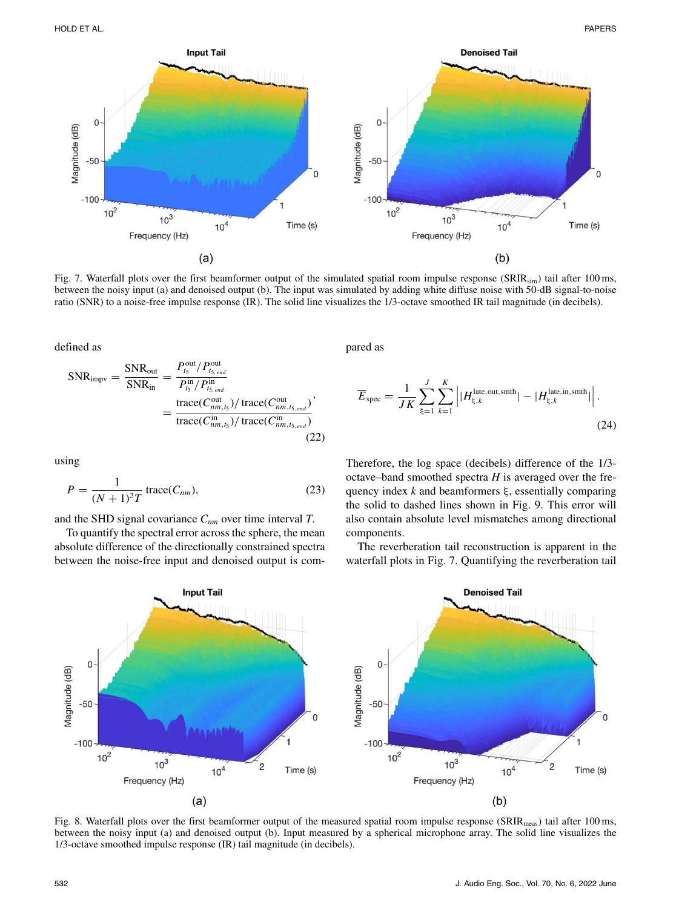Fig. 7. Waterfall plots over the first beamformer output of the simulated spatial room impulse response ($\mathrm{SRIR_{sim}}$) tail after 100 ms, between the noisy input (a) and denoised output (b). The input was simulated by adding white diffuse noise with 50-dB signal-to-noise ratio (SNR) to a noise-free impulse response (IR). The solid line visualizes the 1/3-octave smoothed IR tail magnitude (in decibels).

defined as

$$\mathrm{SNR_{impv}} = \frac{\mathrm{SNR_{out}}}{\mathrm{SNR_{in}}} = \frac{P^{\mathrm{out}}_{t_5} / P^{\mathrm{out}}_{t_{5,end}}}{P^{\mathrm{in}}_{t_5} / P^{\mathrm{in}}_{t_{5,end}}} = \frac{\mathrm{trace}(C^{\mathrm{out}}_{nm,t_5}) / \mathrm{trace}(C^{\mathrm{out}}_{nm,t_{5,end}})}{\mathrm{trace}(C^{\mathrm{in}}_{nm,t_5}) / \mathrm{trace}(C^{\mathrm{in}}_{nm,t_{5,end}})}, \tag{22}$$

using

$$P = \frac{1}{(N+1)^2 T} \mathrm{trace}(C_{nm}), \tag{23}$$

and the SHD signal covariance $C_{nm}$ over time interval $T$.

To quantify the spectral error across the sphere, the mean absolute difference of the directionally constrained spectra between the noise-free input and denoised output is compared as

$$\overline{E}_{\mathrm{spec}} = \frac{1}{JK} \sum_{\xi=1}^{J} \sum_{k=1}^{K} \left| |H^{\mathrm{late,out,smth}}_{\xi,k}| - |H^{\mathrm{late,in,smth}}_{\xi,k}| \right|. \tag{24}$$

Therefore, the log space (decibels) difference of the 1/3-octave–band smoothed spectra $H$ is averaged over the frequency index $k$ and beamformers $\xi$, essentially comparing the solid to dashed lines shown in Fig. 9. This error will also contain absolute level mismatches among directional components.

The reverberation tail reconstruction is apparent in the waterfall plots in Fig. 7. Quantifying the reverberation tail

Fig. 8. Waterfall plots over the first beamformer output of the measured spatial room impulse response ($\mathrm{SRIR_{meas}}$) tail after 100 ms, between the noisy input (a) and denoised output (b). Input measured by a spherical microphone array. The solid line visualizes the 1/3-octave smoothed impulse response (IR) tail magnitude (in decibels).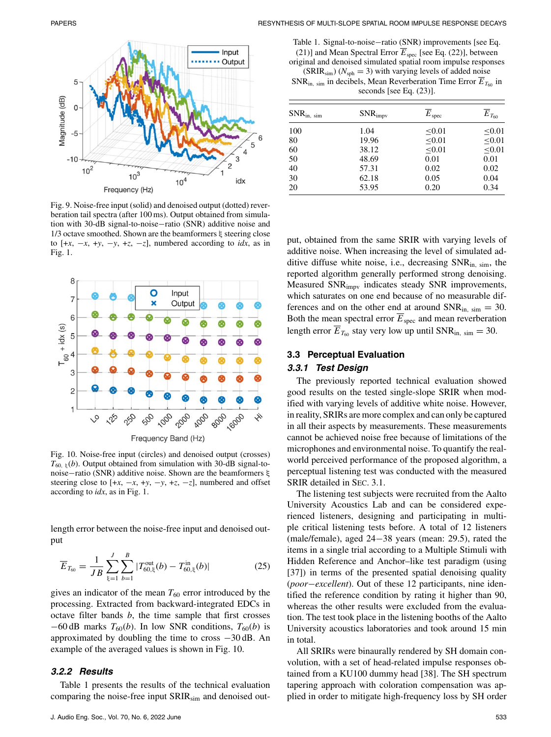Fig. 9. Noise-free input (solid) and denoised output (dotted) reverberation tail spectra (after 100 ms). Output obtained from simulation with 30-dB signal-to-noise−ratio (SNR) additive noise and 1/3 octave smoothed. Shown are the beamformers ξ steering close to [+x, −x, +y, −y, +z, −z], numbered according to *idx*, as in Fig. 1.

Fig. 10. Noise-free input (circles) and denoised output (crosses) $T_{60,\,\xi}(b)$. Output obtained from simulation with 30-dB signal-to-noise−ratio (SNR) additive noise. Shown are the beamformers ξ steering close to [+x, −x, +y, −y, +z, −z], numbered and offset according to *idx*, as in Fig. 1.

length error between the noise-free input and denoised output

$$\overline{E}_{T_{60}} = \frac{1}{JB} \sum_{\xi=1}^{J} \sum_{b=1}^{B} |T_{60,\xi}^{\text{out}}(b) - T_{60,\xi}^{\text{in}}(b)| \tag{25}$$

gives an indicator of the mean $T_{60}$ error introduced by the processing. Extracted from backward-integrated EDCs in octave filter bands $b$, the time sample that first crosses −60 dB marks $T_{60}(b)$. In low SNR conditions, $T_{60}(b)$ is approximated by doubling the time to cross −30 dB. An example of the averaged values is shown in Fig. 10.

### 3.2.2 Results

Table 1 presents the results of the technical evaluation comparing the noise-free input $\text{SRIR}_{\text{sim}}$ and denoised output, obtained from the same SRIR with varying levels of additive noise. When increasing the level of additive diffuse white noise, i.e., decreasing $\text{SNR}_{\text{in, sim}}$, the reported algorithm generally performed strong denoising. Measured $\text{SNR}_{\text{impv}}$ indicates steady SNR improvements, which saturates on one end because of no measurable differences and on the other end at around $\text{SNR}_{\text{in, sim}} = 30$. Both the mean spectral error $\overline{E}_{\text{spec}}$ and mean reverberation length error $\overline{E}_{T_{60}}$ stay very low up until $\text{SNR}_{\text{in, sim}} = 30$.

Table 1. Signal-to-noise−ratio (SNR) improvements [see Eq. (21)] and Mean Spectral Error $\overline{E}_{\text{spec}}$ [see Eq. (22)], between original and denoised simulated spatial room impulse responses ($\text{SRIR}_{\text{sim}}$) ($N_{\text{sph}} = 3$) with varying levels of added noise $\text{SNR}_{\text{in, sim}}$ in decibels, Mean Reverberation Time Error $\overline{E}_{T_{60}}$ in seconds [see Eq. (23)].

| $\text{SNR}_{\text{in, sim}}$ | $\text{SNR}_{\text{impv}}$ | $\overline{E}_{\text{spec}}$ | $\overline{E}_{T_{60}}$ |
|---|---|---|---|
| 100 | 1.04 | ≤0.01 | ≤0.01 |
| 80 | 19.96 | ≤0.01 | ≤0.01 |
| 60 | 38.12 | ≤0.01 | ≤0.01 |
| 50 | 48.69 | 0.01 | 0.01 |
| 40 | 57.31 | 0.02 | 0.02 |
| 30 | 62.18 | 0.05 | 0.04 |
| 20 | 53.95 | 0.20 | 0.34 |

## 3.3 Perceptual Evaluation

### 3.3.1 Test Design

The previously reported technical evaluation showed good results on the tested single-slope SRIR when modified with varying levels of additive white noise. However, in reality, SRIRs are more complex and can only be captured in all their aspects by measurements. These measurements cannot be achieved noise free because of limitations of the microphones and environmental noise. To quantify the real-world perceived performance of the proposed algorithm, a perceptual listening test was conducted with the measured SRIR detailed in Sec. 3.1.

The listening test subjects were recruited from the Aalto University Acoustics Lab and can be considered experienced listeners, designing and participating in multiple critical listening tests before. A total of 12 listeners (male/female), aged 24–38 years (mean: 29.5), rated the items in a single trial according to a Multiple Stimuli with Hidden Reference and Anchor–like test paradigm (using [37]) in terms of the presented spatial denoising quality (*poor*−*excellent*). Out of these 12 participants, nine identified the reference condition by rating it higher than 90, whereas the other results were excluded from the evaluation. The test took place in the listening booths of the Aalto University acoustics laboratories and took around 15 min in total.

All SRIRs were binaurally rendered by SH domain convolution, with a set of head-related impulse responses obtained from a KU100 dummy head [38]. The SH spectrum tapering approach with coloration compensation was applied in order to mitigate high-frequency loss by SH order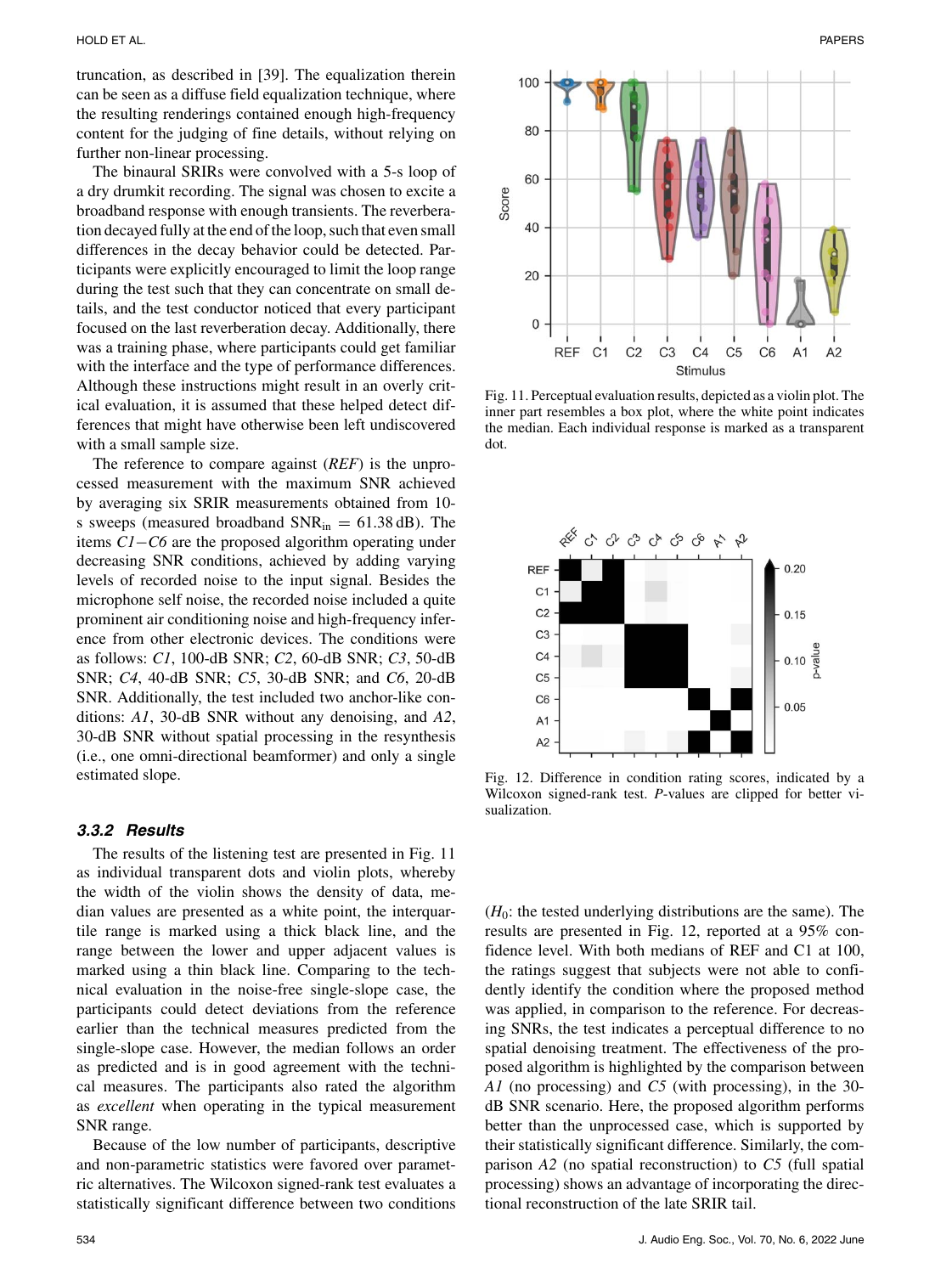truncation, as described in [39]. The equalization therein can be seen as a diffuse field equalization technique, where the resulting renderings contained enough high-frequency content for the judging of fine details, without relying on further non-linear processing.

The binaural SRIRs were convolved with a 5-s loop of a dry drumkit recording. The signal was chosen to excite a broadband response with enough transients. The reverberation decayed fully at the end of the loop, such that even small differences in the decay behavior could be detected. Participants were explicitly encouraged to limit the loop range during the test such that they can concentrate on small details, and the test conductor noticed that every participant focused on the last reverberation decay. Additionally, there was a training phase, where participants could get familiar with the interface and the type of performance differences. Although these instructions might result in an overly critical evaluation, it is assumed that these helped detect differences that might have otherwise been left undiscovered with a small sample size.

The reference to compare against (*REF*) is the unprocessed measurement with the maximum SNR achieved by averaging six SRIR measurements obtained from 10-s sweeps (measured broadband $\mathrm{SNR}_{\mathrm{in}} = 61.38\,\mathrm{dB}$). The items *C1*−*C6* are the proposed algorithm operating under decreasing SNR conditions, achieved by adding varying levels of recorded noise to the input signal. Besides the microphone self noise, the recorded noise included a quite prominent air conditioning noise and high-frequency inference from other electronic devices. The conditions were as follows: *C1*, 100-dB SNR; *C2*, 60-dB SNR; *C3*, 50-dB SNR; *C4*, 40-dB SNR; *C5*, 30-dB SNR; and *C6*, 20-dB SNR. Additionally, the test included two anchor-like conditions: *A1*, 30-dB SNR without any denoising, and *A2*, 30-dB SNR without spatial processing in the resynthesis (i.e., one omni-directional beamformer) and only a single estimated slope.

### 3.3.2 Results

The results of the listening test are presented in Fig. 11 as individual transparent dots and violin plots, whereby the width of the violin shows the density of data, median values are presented as a white point, the interquartile range is marked using a thick black line, and the range between the lower and upper adjacent values is marked using a thin black line. Comparing to the technical evaluation in the noise-free single-slope case, the participants could detect deviations from the reference earlier than the technical measures predicted from the single-slope case. However, the median follows an order as predicted and is in good agreement with the technical measures. The participants also rated the algorithm as *excellent* when operating in the typical measurement SNR range.

Because of the low number of participants, descriptive and non-parametric statistics were favored over parametric alternatives. The Wilcoxon signed-rank test evaluates a statistically significant difference between two conditions

Fig. 11. Perceptual evaluation results, depicted as a violin plot. The inner part resembles a box plot, where the white point indicates the median. Each individual response is marked as a transparent dot.

Fig. 12. Difference in condition rating scores, indicated by a Wilcoxon signed-rank test. *P*-values are clipped for better visualization.

($H_0$: the tested underlying distributions are the same). The results are presented in Fig. 12, reported at a 95% confidence level. With both medians of REF and C1 at 100, the ratings suggest that subjects were not able to confidently identify the condition where the proposed method was applied, in comparison to the reference. For decreasing SNRs, the test indicates a perceptual difference to no spatial denoising treatment. The effectiveness of the proposed algorithm is highlighted by the comparison between *A1* (no processing) and *C5* (with processing), in the 30-dB SNR scenario. Here, the proposed algorithm performs better than the unprocessed case, which is supported by their statistically significant difference. Similarly, the comparison *A2* (no spatial reconstruction) to *C5* (full spatial processing) shows an advantage of incorporating the directional reconstruction of the late SRIR tail.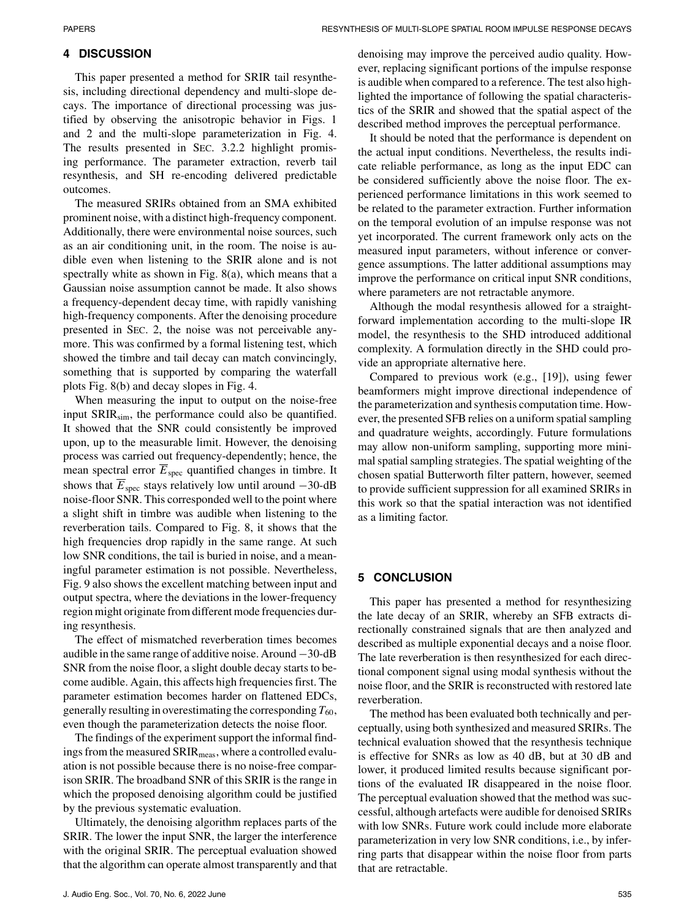## 4 DISCUSSION

This paper presented a method for SRIR tail resynthesis, including directional dependency and multi-slope decays. The importance of directional processing was justified by observing the anisotropic behavior in Figs. 1 and 2 and the multi-slope parameterization in Fig. 4. The results presented in SEC. 3.2.2 highlight promising performance. The parameter extraction, reverb tail resynthesis, and SH re-encoding delivered predictable outcomes.

The measured SRIRs obtained from an SMA exhibited prominent noise, with a distinct high-frequency component. Additionally, there were environmental noise sources, such as an air conditioning unit, in the room. The noise is audible even when listening to the SRIR alone and is not spectrally white as shown in Fig. 8(a), which means that a Gaussian noise assumption cannot be made. It also shows a frequency-dependent decay time, with rapidly vanishing high-frequency components. After the denoising procedure presented in SEC. 2, the noise was not perceivable anymore. This was confirmed by a formal listening test, which showed the timbre and tail decay can match convincingly, something that is supported by comparing the waterfall plots Fig. 8(b) and decay slopes in Fig. 4.

When measuring the input to output on the noise-free input $\mathrm{SRIR}_{\mathrm{sim}}$, the performance could also be quantified. It showed that the SNR could consistently be improved upon, up to the measurable limit. However, the denoising process was carried out frequency-dependently; hence, the mean spectral error $\overline{E}_{\mathrm{spec}}$ quantified changes in timbre. It shows that $\overline{E}_{\mathrm{spec}}$ stays relatively low until around −30-dB noise-floor SNR. This corresponded well to the point where a slight shift in timbre was audible when listening to the reverberation tails. Compared to Fig. 8, it shows that the high frequencies drop rapidly in the same range. At such low SNR conditions, the tail is buried in noise, and a meaningful parameter estimation is not possible. Nevertheless, Fig. 9 also shows the excellent matching between input and output spectra, where the deviations in the lower-frequency region might originate from different mode frequencies during resynthesis.

The effect of mismatched reverberation times becomes audible in the same range of additive noise. Around −30-dB SNR from the noise floor, a slight double decay starts to become audible. Again, this affects high frequencies first. The parameter estimation becomes harder on flattened EDCs, generally resulting in overestimating the corresponding $T_{60}$, even though the parameterization detects the noise floor.

The findings of the experiment support the informal findings from the measured $\mathrm{SRIR}_{\mathrm{meas}}$, where a controlled evaluation is not possible because there is no noise-free comparison SRIR. The broadband SNR of this SRIR is the range in which the proposed denoising algorithm could be justified by the previous systematic evaluation.

Ultimately, the denoising algorithm replaces parts of the SRIR. The lower the input SNR, the larger the interference with the original SRIR. The perceptual evaluation showed that the algorithm can operate almost transparently and that denoising may improve the perceived audio quality. However, replacing significant portions of the impulse response is audible when compared to a reference. The test also highlighted the importance of following the spatial characteristics of the SRIR and showed that the spatial aspect of the described method improves the perceptual performance.

It should be noted that the performance is dependent on the actual input conditions. Nevertheless, the results indicate reliable performance, as long as the input EDC can be considered sufficiently above the noise floor. The experienced performance limitations in this work seemed to be related to the parameter extraction. Further information on the temporal evolution of an impulse response was not yet incorporated. The current framework only acts on the measured input parameters, without inference or convergence assumptions. The latter additional assumptions may improve the performance on critical input SNR conditions, where parameters are not retractable anymore.

Although the modal resynthesis allowed for a straightforward implementation according to the multi-slope IR model, the resynthesis to the SHD introduced additional complexity. A formulation directly in the SHD could provide an appropriate alternative here.

Compared to previous work (e.g., [19]), using fewer beamformers might improve directional independence of the parameterization and synthesis computation time. However, the presented SFB relies on a uniform spatial sampling and quadrature weights, accordingly. Future formulations may allow non-uniform sampling, supporting more minimal spatial sampling strategies. The spatial weighting of the chosen spatial Butterworth filter pattern, however, seemed to provide sufficient suppression for all examined SRIRs in this work so that the spatial interaction was not identified as a limiting factor.

## 5 CONCLUSION

This paper has presented a method for resynthesizing the late decay of an SRIR, whereby an SFB extracts directionally constrained signals that are then analyzed and described as multiple exponential decays and a noise floor. The late reverberation is then resynthesized for each directional component signal using modal synthesis without the noise floor, and the SRIR is reconstructed with restored late reverberation.

The method has been evaluated both technically and perceptually, using both synthesized and measured SRIRs. The technical evaluation showed that the resynthesis technique is effective for SNRs as low as 40 dB, but at 30 dB and lower, it produced limited results because significant portions of the evaluated IR disappeared in the noise floor. The perceptual evaluation showed that the method was successful, although artefacts were audible for denoised SRIRs with low SNRs. Future work could include more elaborate parameterization in very low SNR conditions, i.e., by inferring parts that disappear within the noise floor from parts that are retractable.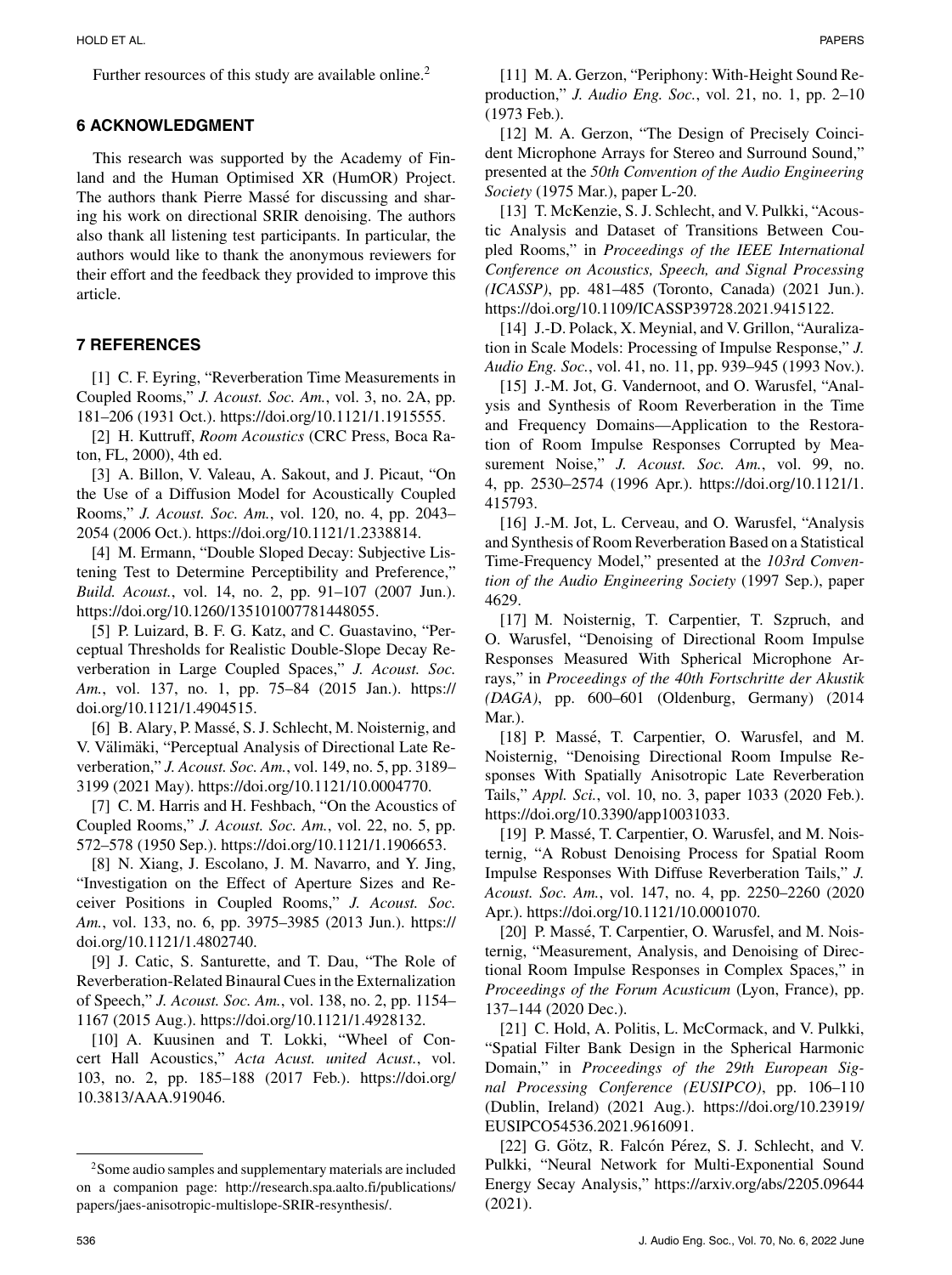Further resources of this study are available online.[2]

## 6 ACKNOWLEDGMENT

This research was supported by the Academy of Finland and the Human Optimised XR (HumOR) Project. The authors thank Pierre Massé for discussing and sharing his work on directional SRIR denoising. The authors also thank all listening test participants. In particular, the authors would like to thank the anonymous reviewers for their effort and the feedback they provided to improve this article.

## 7 REFERENCES

[1] C. F. Eyring, "Reverberation Time Measurements in Coupled Rooms," *J. Acoust. Soc. Am.*, vol. 3, no. 2A, pp. 181–206 (1931 Oct.). https://doi.org/10.1121/1.1915555.

[2] H. Kuttruff, *Room Acoustics* (CRC Press, Boca Raton, FL, 2000), 4th ed.

[3] A. Billon, V. Valeau, A. Sakout, and J. Picaut, "On the Use of a Diffusion Model for Acoustically Coupled Rooms," *J. Acoust. Soc. Am.*, vol. 120, no. 4, pp. 2043–2054 (2006 Oct.). https://doi.org/10.1121/1.2338814.

[4] M. Ermann, "Double Sloped Decay: Subjective Listening Test to Determine Perceptibility and Preference," *Build. Acoust.*, vol. 14, no. 2, pp. 91–107 (2007 Jun.). https://doi.org/10.1260/135101007781448055.

[5] P. Luizard, B. F. G. Katz, and C. Guastavino, "Perceptual Thresholds for Realistic Double-Slope Decay Reverberation in Large Coupled Spaces," *J. Acoust. Soc. Am.*, vol. 137, no. 1, pp. 75–84 (2015 Jan.). https://doi.org/10.1121/1.4904515.

[6] B. Alary, P. Massé, S. J. Schlecht, M. Noisternig, and V. Välimäki, "Perceptual Analysis of Directional Late Reverberation," *J. Acoust. Soc. Am.*, vol. 149, no. 5, pp. 3189–3199 (2021 May). https://doi.org/10.1121/10.0004770.

[7] C. M. Harris and H. Feshbach, "On the Acoustics of Coupled Rooms," *J. Acoust. Soc. Am.*, vol. 22, no. 5, pp. 572–578 (1950 Sep.). https://doi.org/10.1121/1.1906653.

[8] N. Xiang, J. Escolano, J. M. Navarro, and Y. Jing, "Investigation on the Effect of Aperture Sizes and Receiver Positions in Coupled Rooms," *J. Acoust. Soc. Am.*, vol. 133, no. 6, pp. 3975–3985 (2013 Jun.). https://doi.org/10.1121/1.4802740.

[9] J. Catic, S. Santurette, and T. Dau, "The Role of Reverberation-Related Binaural Cues in the Externalization of Speech," *J. Acoust. Soc. Am.*, vol. 138, no. 2, pp. 1154–1167 (2015 Aug.). https://doi.org/10.1121/1.4928132.

[10] A. Kuusinen and T. Lokki, "Wheel of Concert Hall Acoustics," *Acta Acust. united Acust.*, vol. 103, no. 2, pp. 185–188 (2017 Feb.). https://doi.org/10.3813/AAA.919046.

[11] M. A. Gerzon, "Periphony: With-Height Sound Reproduction," *J. Audio Eng. Soc.*, vol. 21, no. 1, pp. 2–10 (1973 Feb.).

[12] M. A. Gerzon, "The Design of Precisely Coincident Microphone Arrays for Stereo and Surround Sound," presented at the *50th Convention of the Audio Engineering Society* (1975 Mar.), paper L-20.

[13] T. McKenzie, S. J. Schlecht, and V. Pulkki, "Acoustic Analysis and Dataset of Transitions Between Coupled Rooms," in *Proceedings of the IEEE International Conference on Acoustics, Speech, and Signal Processing (ICASSP)*, pp. 481–485 (Toronto, Canada) (2021 Jun.). https://doi.org/10.1109/ICASSP39728.2021.9415122.

[14] J.-D. Polack, X. Meynial, and V. Grillon, "Auralization in Scale Models: Processing of Impulse Response," *J. Audio Eng. Soc.*, vol. 41, no. 11, pp. 939–945 (1993 Nov.).

[15] J.-M. Jot, G. Vandernoot, and O. Warusfel, "Analysis and Synthesis of Room Reverberation in the Time and Frequency Domains—Application to the Restoration of Room Impulse Responses Corrupted by Measurement Noise," *J. Acoust. Soc. Am.*, vol. 99, no. 4, pp. 2530–2574 (1996 Apr.). https://doi.org/10.1121/1.415793.

[16] J.-M. Jot, L. Cerveau, and O. Warusfel, "Analysis and Synthesis of Room Reverberation Based on a Statistical Time-Frequency Model," presented at the *103rd Convention of the Audio Engineering Society* (1997 Sep.), paper 4629.

[17] M. Noisternig, T. Carpentier, T. Szpruch, and O. Warusfel, "Denoising of Directional Room Impulse Responses Measured With Spherical Microphone Arrays," in *Proceedings of the 40th Fortschritte der Akustik (DAGA)*, pp. 600–601 (Oldenburg, Germany) (2014 Mar.).

[18] P. Massé, T. Carpentier, O. Warusfel, and M. Noisternig, "Denoising Directional Room Impulse Responses With Spatially Anisotropic Late Reverberation Tails," *Appl. Sci.*, vol. 10, no. 3, paper 1033 (2020 Feb.). https://doi.org/10.3390/app10031033.

[19] P. Massé, T. Carpentier, O. Warusfel, and M. Noisternig, "A Robust Denoising Process for Spatial Room Impulse Responses With Diffuse Reverberation Tails," *J. Acoust. Soc. Am.*, vol. 147, no. 4, pp. 2250–2260 (2020 Apr.). https://doi.org/10.1121/10.0001070.

[20] P. Massé, T. Carpentier, O. Warusfel, and M. Noisternig, "Measurement, Analysis, and Denoising of Directional Room Impulse Responses in Complex Spaces," in *Proceedings of the Forum Acusticum* (Lyon, France), pp. 137–144 (2020 Dec.).

[21] C. Hold, A. Politis, L. McCormack, and V. Pulkki, "Spatial Filter Bank Design in the Spherical Harmonic Domain," in *Proceedings of the 29th European Signal Processing Conference (EUSIPCO)*, pp. 106–110 (Dublin, Ireland) (2021 Aug.). https://doi.org/10.23919/EUSIPCO54536.2021.9616091.

[22] G. Götz, R. Falcón Pérez, S. J. Schlecht, and V. Pulkki, "Neural Network for Multi-Exponential Sound Energy Secay Analysis," https://arxiv.org/abs/2205.09644 (2021).

[2] Some audio samples and supplementary materials are included on a companion page: http://research.spa.aalto.fi/publications/papers/jaes-anisotropic-multislope-SRIR-resynthesis/.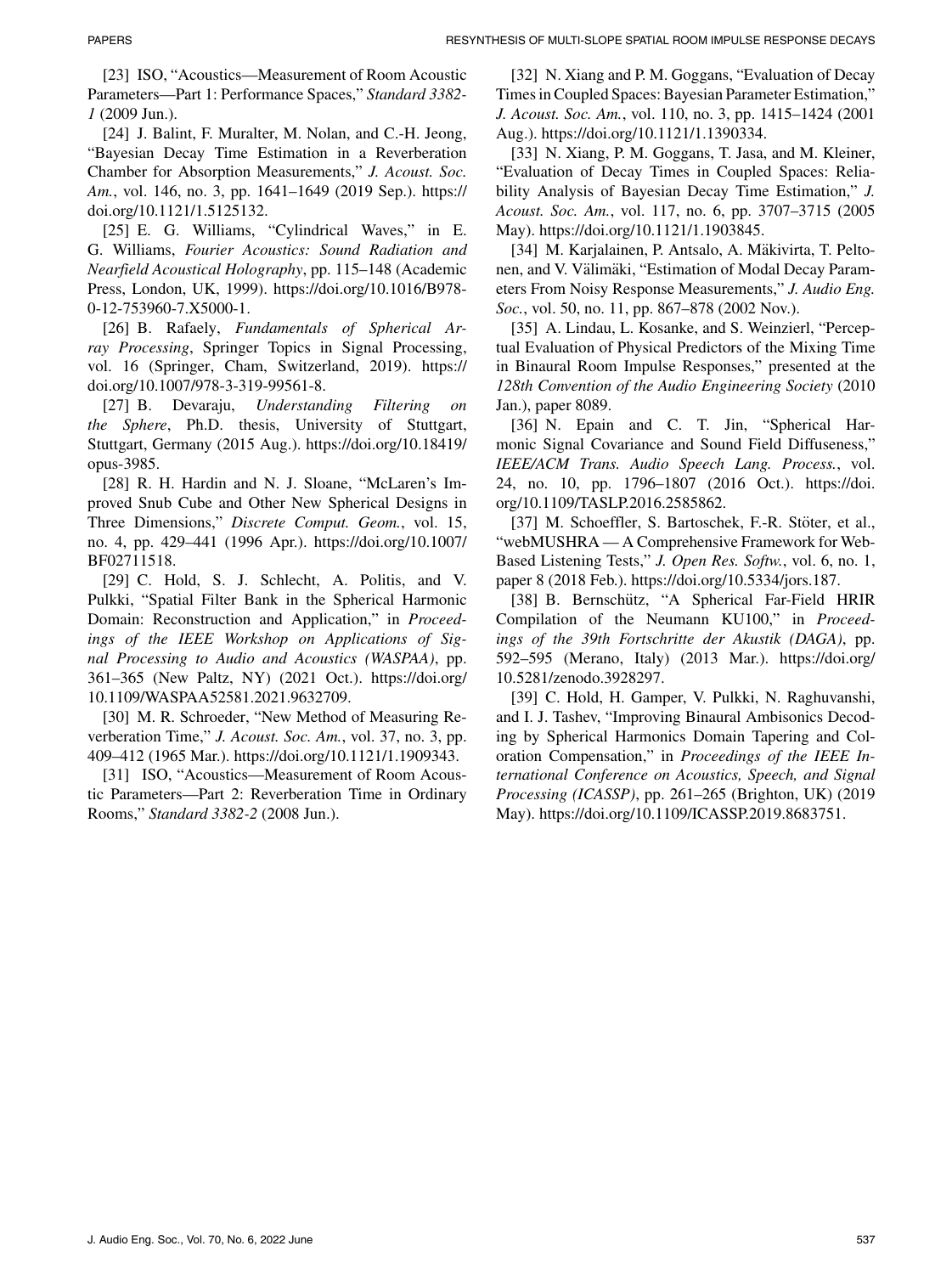[23] ISO, "Acoustics—Measurement of Room Acoustic Parameters—Part 1: Performance Spaces," *Standard 3382-1* (2009 Jun.).

[24] J. Balint, F. Muralter, M. Nolan, and C.-H. Jeong, "Bayesian Decay Time Estimation in a Reverberation Chamber for Absorption Measurements," *J. Acoust. Soc. Am.*, vol. 146, no. 3, pp. 1641–1649 (2019 Sep.). https://doi.org/10.1121/1.5125132.

[25] E. G. Williams, "Cylindrical Waves," in E. G. Williams, *Fourier Acoustics: Sound Radiation and Nearfield Acoustical Holography*, pp. 115–148 (Academic Press, London, UK, 1999). https://doi.org/10.1016/B978-0-12-753960-7.X5000-1.

[26] B. Rafaely, *Fundamentals of Spherical Array Processing*, Springer Topics in Signal Processing, vol. 16 (Springer, Cham, Switzerland, 2019). https://doi.org/10.1007/978-3-319-99561-8.

[27] B. Devaraju, *Understanding Filtering on the Sphere*, Ph.D. thesis, University of Stuttgart, Stuttgart, Germany (2015 Aug.). https://doi.org/10.18419/opus-3985.

[28] R. H. Hardin and N. J. Sloane, "McLaren's Improved Snub Cube and Other New Spherical Designs in Three Dimensions," *Discrete Comput. Geom.*, vol. 15, no. 4, pp. 429–441 (1996 Apr.). https://doi.org/10.1007/BF02711518.

[29] C. Hold, S. J. Schlecht, A. Politis, and V. Pulkki, "Spatial Filter Bank in the Spherical Harmonic Domain: Reconstruction and Application," in *Proceedings of the IEEE Workshop on Applications of Signal Processing to Audio and Acoustics (WASPAA)*, pp. 361–365 (New Paltz, NY) (2021 Oct.). https://doi.org/10.1109/WASPAA52581.2021.9632709.

[30] M. R. Schroeder, "New Method of Measuring Reverberation Time," *J. Acoust. Soc. Am.*, vol. 37, no. 3, pp. 409–412 (1965 Mar.). https://doi.org/10.1121/1.1909343.

[31] ISO, "Acoustics—Measurement of Room Acoustic Parameters—Part 2: Reverberation Time in Ordinary Rooms," *Standard 3382-2* (2008 Jun.).

[32] N. Xiang and P. M. Goggans, "Evaluation of Decay Times in Coupled Spaces: Bayesian Parameter Estimation," *J. Acoust. Soc. Am.*, vol. 110, no. 3, pp. 1415–1424 (2001 Aug.). https://doi.org/10.1121/1.1390334.

[33] N. Xiang, P. M. Goggans, T. Jasa, and M. Kleiner, "Evaluation of Decay Times in Coupled Spaces: Reliability Analysis of Bayesian Decay Time Estimation," *J. Acoust. Soc. Am.*, vol. 117, no. 6, pp. 3707–3715 (2005 May). https://doi.org/10.1121/1.1903845.

[34] M. Karjalainen, P. Antsalo, A. Mäkivirta, T. Peltonen, and V. Välimäki, "Estimation of Modal Decay Parameters From Noisy Response Measurements," *J. Audio Eng. Soc.*, vol. 50, no. 11, pp. 867–878 (2002 Nov.).

[35] A. Lindau, L. Kosanke, and S. Weinzierl, "Perceptual Evaluation of Physical Predictors of the Mixing Time in Binaural Room Impulse Responses," presented at the *128th Convention of the Audio Engineering Society* (2010 Jan.), paper 8089.

[36] N. Epain and C. T. Jin, "Spherical Harmonic Signal Covariance and Sound Field Diffuseness," *IEEE/ACM Trans. Audio Speech Lang. Process.*, vol. 24, no. 10, pp. 1796–1807 (2016 Oct.). https://doi.org/10.1109/TASLP.2016.2585862.

[37] M. Schoeffler, S. Bartoschek, F.-R. Stöter, et al., "webMUSHRA — A Comprehensive Framework for Web-Based Listening Tests," *J. Open Res. Softw.*, vol. 6, no. 1, paper 8 (2018 Feb.). https://doi.org/10.5334/jors.187.

[38] B. Bernschütz, "A Spherical Far-Field HRIR Compilation of the Neumann KU100," in *Proceedings of the 39th Fortschritte der Akustik (DAGA)*, pp. 592–595 (Merano, Italy) (2013 Mar.). https://doi.org/10.5281/zenodo.3928297.

[39] C. Hold, H. Gamper, V. Pulkki, N. Raghuvanshi, and I. J. Tashev, "Improving Binaural Ambisonics Decoding by Spherical Harmonics Domain Tapering and Coloration Compensation," in *Proceedings of the IEEE International Conference on Acoustics, Speech, and Signal Processing (ICASSP)*, pp. 261–265 (Brighton, UK) (2019 May). https://doi.org/10.1109/ICASSP.2019.8683751.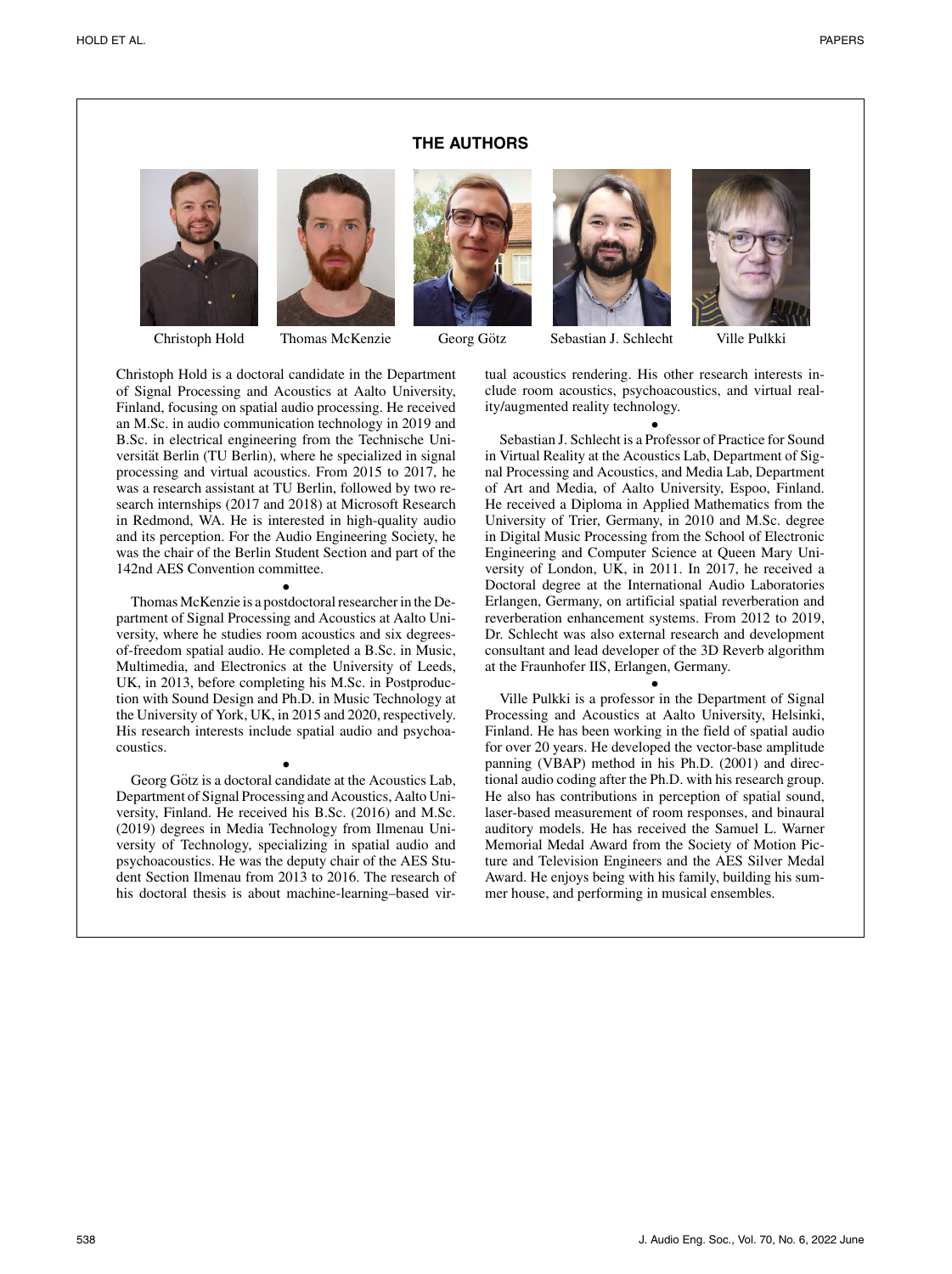## THE AUTHORS

Christoph Hold | Thomas McKenzie | Georg Götz | Sebastian J. Schlecht | Ville Pulkki

Christoph Hold is a doctoral candidate in the Department of Signal Processing and Acoustics at Aalto University, Finland, focusing on spatial audio processing. He received an M.Sc. in audio communication technology in 2019 and B.Sc. in electrical engineering from the Technische Universität Berlin (TU Berlin), where he specialized in signal processing and virtual acoustics. From 2015 to 2017, he was a research assistant at TU Berlin, followed by two research internships (2017 and 2018) at Microsoft Research in Redmond, WA. He is interested in high-quality audio and its perception. For the Audio Engineering Society, he was the chair of the Berlin Student Section and part of the 142nd AES Convention committee.

•

Thomas McKenzie is a postdoctoral researcher in the Department of Signal Processing and Acoustics at Aalto University, where he studies room acoustics and six degrees-of-freedom spatial audio. He received a B.Sc. in Music, Multimedia, and Electronics at the University of Leeds, UK, in 2013, before completing his M.Sc. in Postproduction with Sound Design and Ph.D. in Music Technology at the University of York, UK, in 2015 and 2020, respectively. His research interests include spatial audio and psychoacoustics.

•

Georg Götz is a doctoral candidate at the Acoustics Lab, Department of Signal Processing and Acoustics, Aalto University, Finland. He received his B.Sc. (2016) and M.Sc. (2019) degrees in Media Technology from Ilmenau University of Technology, specializing in spatial audio and psychoacoustics. He was the deputy chair of the AES Student Section Ilmenau from 2013 to 2016. The research of his doctoral thesis is about machine-learning–based virtual acoustics rendering. His other research interests include room acoustics, psychoacoustics, and virtual reality/augmented reality technology.

•

Sebastian J. Schlecht is a Professor of Practice for Sound in Virtual Reality at the Acoustics Lab, Department of Signal Processing and Acoustics, and Media Lab, Department of Art and Media, of Aalto University, Espoo, Finland. He received a Diploma in Applied Mathematics from the University of Trier, Germany, in 2010 and M.Sc. degree in Digital Music Processing from the School of Electronic Engineering and Computer Science at Queen Mary University of London, UK, in 2011. In 2017, he received a Doctoral degree at the International Audio Laboratories Erlangen, Germany, on artificial spatial reverberation and reverberation enhancement systems. From 2012 to 2019, Dr. Schlecht was also external research and development consultant and lead developer of the 3D Reverb algorithm at the Fraunhofer IIS, Erlangen, Germany.

•

Ville Pulkki is a professor in the Department of Signal Processing and Acoustics at Aalto University, Helsinki, Finland. He has been working in the field of spatial audio for over 20 years. He developed the vector-base amplitude panning (VBAP) method in his Ph.D. (2001) and directional audio coding after the Ph.D. with his research group. He also has contributions in perception of spatial sound, laser-based measurement of room responses, and binaural auditory models. He has received the Samuel L. Warner Memorial Medal Award from the Society of Motion Picture and Television Engineers and the AES Silver Medal Award. He enjoys being with his family, building his summer house, and performing in musical ensembles.